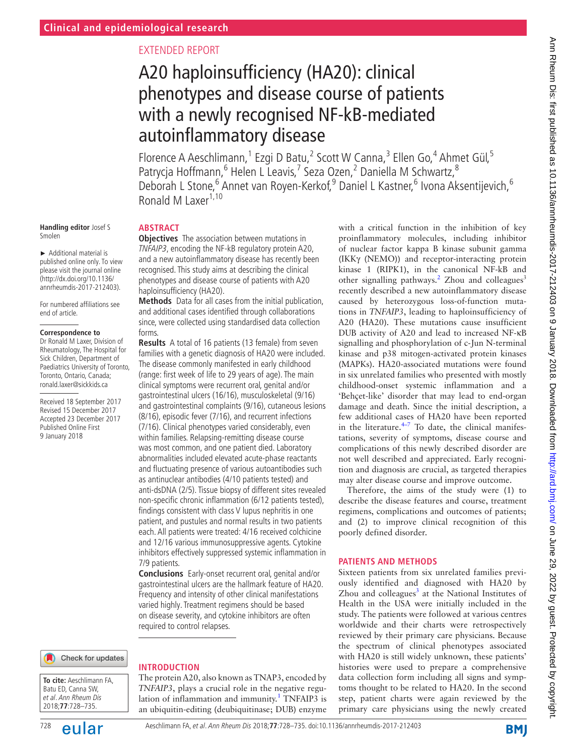Clinical and epidemiological research

EXTENDED REPORT

# A20 haploinsufficiency (HA20): clinical phenotypes and disease course of patients with a newly recognised NF-kB-mediated autoinflammatory disease

Florence A Aeschlimann,[1] Ezgi D Batu,[2] Scott W Canna,[3] Ellen Go,[4] Ahmet Gül,[5] Patrycja Hoffmann,[6] Helen L Leavis,[7] Seza Ozen,[2] Daniella M Schwartz,[8] Deborah L Stone,[6] Annet van Royen-Kerkof,[9] Daniel L Kastner,[6] Ivona Aksentijevich,[6] Ronald M Laxer[1,10]

**Handling editor** Josef S Smolen

► Additional material is published online only. To view please visit the journal online (http://dx.doi.org/10.1136/annrheumdis-2017-212403).

For numbered affiliations see end of article.

**Correspondence to**
Dr Ronald M Laxer, Division of Rheumatology, The Hospital for Sick Children, Department of Paediatrics University of Toronto, Toronto, Ontario, Canada; ronald.laxer@sickkids.ca

Received 18 September 2017
Revised 15 December 2017
Accepted 23 December 2017
Published Online First 9 January 2018

**To cite:** Aeschlimann FA, Batu ED, Canna SW, *et al. Ann Rheum Dis* 2018;**77**:728–735.

## ABSTRACT

**Objectives** The association between mutations in *TNFAIP3*, encoding the NF-kB regulatory protein A20, and a new autoinflammatory disease has recently been recognised. This study aims at describing the clinical phenotypes and disease course of patients with A20 haploinsufficiency (HA20).

**Methods** Data for all cases from the initial publication, and additional cases identified through collaborations since, were collected using standardised data collection forms.

**Results** A total of 16 patients (13 female) from seven families with a genetic diagnosis of HA20 were included. The disease commonly manifested in early childhood (range: first week of life to 29 years of age). The main clinical symptoms were recurrent oral, genital and/or gastrointestinal ulcers (16/16), musculoskeletal (9/16) and gastrointestinal complaints (9/16), cutaneous lesions (8/16), episodic fever (7/16), and recurrent infections (7/16). Clinical phenotypes varied considerably, even within families. Relapsing-remitting disease course was most common, and one patient died. Laboratory abnormalities included elevated acute-phase reactants and fluctuating presence of various autoantibodies such as antinuclear antibodies (4/10 patients tested) and anti-dsDNA (2/5). Tissue biopsy of different sites revealed non-specific chronic inflammation (6/12 patients tested), findings consistent with class V lupus nephritis in one patient, and pustules and normal results in two patients each. All patients were treated: 4/16 received colchicine and 12/16 various immunosuppressive agents. Cytokine inhibitors effectively suppressed systemic inflammation in 7/9 patients.

**Conclusions** Early-onset recurrent oral, genital and/or gastrointestinal ulcers are the hallmark feature of HA20. Frequency and intensity of other clinical manifestations varied highly. Treatment regimens should be based on disease severity, and cytokine inhibitors are often required to control relapses.

## INTRODUCTION

The protein A20, also known as TNAP3, encoded by *TNFAIP3*, plays a crucial role in the negative regulation of inflammation and immunity.[1] TNFAIP3 is an ubiquitin-editing (deubiquitinase; DUB) enzyme with a critical function in the inhibition of key proinflammatory molecules, including inhibitor of nuclear factor kappa B kinase subunit gamma (IKKγ (NEMO)) and receptor-interacting protein kinase 1 (RIPK1), in the canonical NF-kB and other signalling pathways.[2] Zhou and colleagues[3] recently described a new autoinflammatory disease caused by heterozygous loss-of-function mutations in *TNFAIP3*, leading to haploinsufficiency of A20 (HA20). These mutations cause insufficient DUB activity of A20 and lead to increased NF-κB signalling and phosphorylation of c-Jun N-terminal kinase and p38 mitogen-activated protein kinases (MAPKs). HA20-associated mutations were found in six unrelated families who presented with mostly childhood-onset systemic inflammation and a 'Behçet-like' disorder that may lead to end-organ damage and death. Since the initial description, a few additional cases of HA20 have been reported in the literature.[4–7] To date, the clinical manifestations, severity of symptoms, disease course and complications of this newly described disorder are not well described and appreciated. Early recognition and diagnosis are crucial, as targeted therapies may alter disease course and improve outcome.

Therefore, the aims of the study were (1) to describe the disease features and course, treatment regimens, complications and outcomes of patients; and (2) to improve clinical recognition of this poorly defined disorder.

## PATIENTS AND METHODS

Sixteen patients from six unrelated families previously identified and diagnosed with HA20 by Zhou and colleagues[3] at the National Institutes of Health in the USA were initially included in the study. The patients were followed at various centres worldwide and their charts were retrospectively reviewed by their primary care physicians. Because the spectrum of clinical phenotypes associated with HA20 is still widely unknown, these patients' histories were used to prepare a comprehensive data collection form including all signs and symptoms thought to be related to HA20. In the second step, patient charts were again reviewed by the primary care physicians using the newly created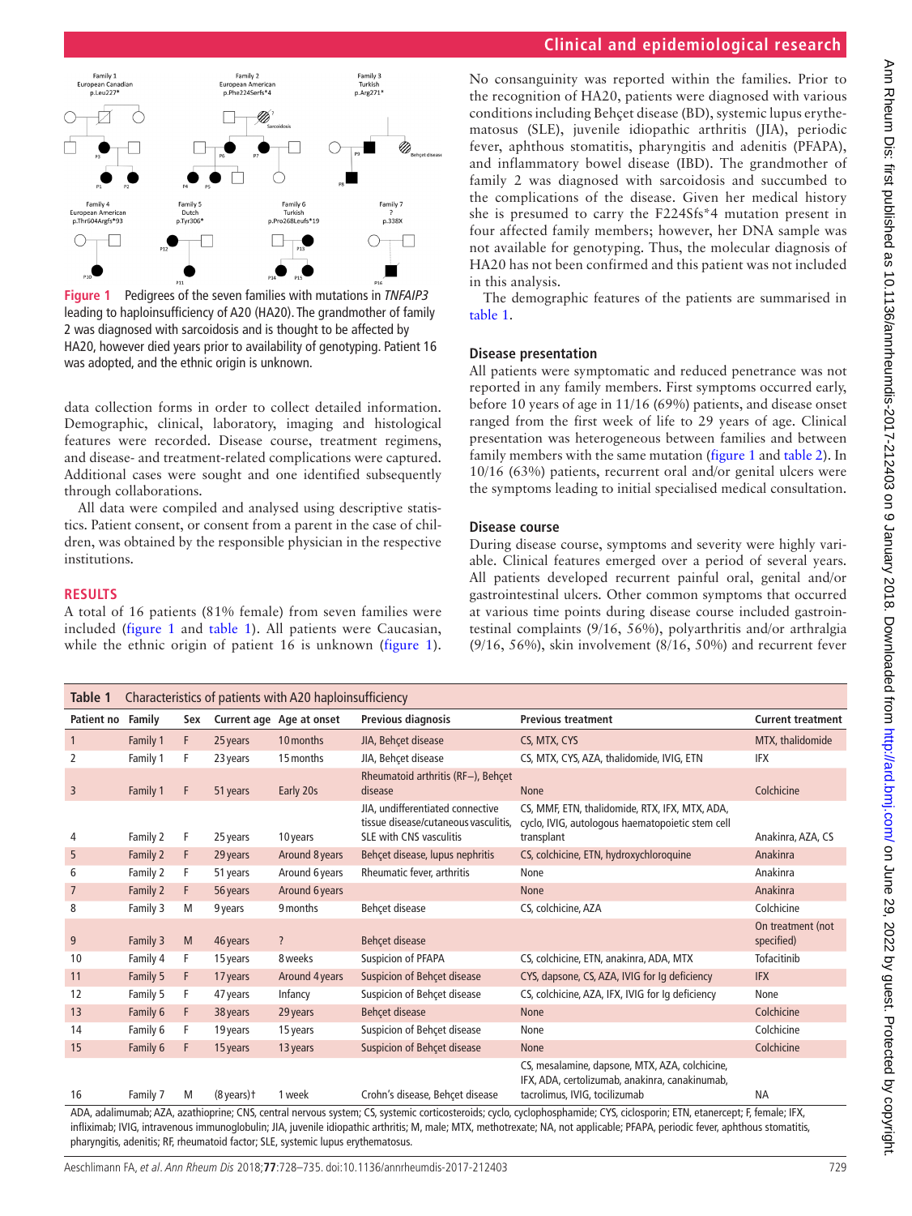Figure 1 Pedigrees of the seven families with mutations in *TNFAIP3* leading to haploinsufficiency of A20 (HA20). The grandmother of family 2 was diagnosed with sarcoidosis and is thought to be affected by HA20, however died years prior to availability of genotyping. Patient 16 was adopted, and the ethnic origin is unknown.

data collection forms in order to collect detailed information. Demographic, clinical, laboratory, imaging and histological features were recorded. Disease course, treatment regimens, and disease- and treatment-related complications were captured. Additional cases were sought and one identified subsequently through collaborations.

All data were compiled and analysed using descriptive statistics. Patient consent, or consent from a parent in the case of children, was obtained by the responsible physician in the respective institutions.

## RESULTS

A total of 16 patients (81% female) from seven families were included (figure 1 and table 1). All patients were Caucasian, while the ethnic origin of patient 16 is unknown (figure 1). No consanguinity was reported within the families. Prior to the recognition of HA20, patients were diagnosed with various conditions including Behçet disease (BD), systemic lupus erythematosus (SLE), juvenile idiopathic arthritis (JIA), periodic fever, aphthous stomatitis, pharyngitis and adenitis (PFAPA), and inflammatory bowel disease (IBD). The grandmother of family 2 was diagnosed with sarcoidosis and succumbed to the complications of the disease. Given her medical history she is presumed to carry the F224Sfs*4 mutation present in four affected family members; however, her DNA sample was not available for genotyping. Thus, the molecular diagnosis of HA20 has not been confirmed and this patient was not included in this analysis.

The demographic features of the patients are summarised in table 1.

### Disease presentation

All patients were symptomatic and reduced penetrance was not reported in any family members. First symptoms occurred early, before 10 years of age in 11/16 (69%) patients, and disease onset ranged from the first week of life to 29 years of age. Clinical presentation was heterogeneous between families and between family members with the same mutation (figure 1 and table 2). In 10/16 (63%) patients, recurrent oral and/or genital ulcers were the symptoms leading to initial specialised medical consultation.

### Disease course

During disease course, symptoms and severity were highly variable. Clinical features emerged over a period of several years. All patients developed recurrent painful oral, genital and/or gastrointestinal ulcers. Other common symptoms that occurred at various time points during disease course included gastrointestinal complaints (9/16, 56%), polyarthritis and/or arthralgia (9/16, 56%), skin involvement (8/16, 50%) and recurrent fever

**Table 1** Characteristics of patients with A20 haploinsufficiency

| Patient no | Family | Sex | Current age | Age at onset | Previous diagnosis | Previous treatment | Current treatment |
|---|---|---|---|---|---|---|---|
| 1 | Family 1 | F | 25 years | 10 months | JIA, Behçet disease | CS, MTX, CYS | MTX, thalidomide |
| 2 | Family 1 | F | 23 years | 15 months | JIA, Behçet disease | CS, MTX, CYS, AZA, thalidomide, IVIG, ETN | IFX |
| 3 | Family 1 | F | 51 years | Early 20s | Rheumatoid arthritis (RF−), Behçet disease | None | Colchicine |
| 4 | Family 2 | F | 25 years | 10 years | JIA, undifferentiated connective tissue disease/cutaneous vasculitis, SLE with CNS vasculitis | CS, MMF, ETN, thalidomide, RTX, IFX, MTX, ADA, cyclo, IVIG, autologous haematopoietic stem cell transplant | Anakinra, AZA, CS |
| 5 | Family 2 | F | 29 years | Around 8 years | Behçet disease, lupus nephritis | CS, colchicine, ETN, hydroxychloroquine | Anakinra |
| 6 | Family 2 | F | 51 years | Around 6 years | Rheumatic fever, arthritis | None | Anakinra |
| 7 | Family 2 | F | 56 years | Around 6 years | | None | Anakinra |
| 8 | Family 3 | M | 9 years | 9 months | Behçet disease | CS, colchicine, AZA | Colchicine |
| 9 | Family 3 | M | 46 years | ? | Behçet disease | | On treatment (not specified) |
| 10 | Family 4 | F | 15 years | 8 weeks | Suspicion of PFAPA | CS, colchicine, ETN, anakinra, ADA, MTX | Tofacitinib |
| 11 | Family 5 | F | 17 years | Around 4 years | Suspicion of Behçet disease | CYS, dapsone, CS, AZA, IVIG for Ig deficiency | IFX |
| 12 | Family 5 | F | 47 years | Infancy | Suspicion of Behçet disease | CS, colchicine, AZA, IFX, IVIG for Ig deficiency | None |
| 13 | Family 6 | F | 38 years | 29 years | Behçet disease | None | Colchicine |
| 14 | Family 6 | F | 19 years | 15 years | Suspicion of Behçet disease | None | Colchicine |
| 15 | Family 6 | F | 15 years | 13 years | Suspicion of Behçet disease | None | Colchicine |
| 16 | Family 7 | M | (8 years)† | 1 week | Crohn's disease, Behçet disease | CS, mesalamine, dapsone, MTX, AZA, colchicine, IFX, ADA, certolizumab, anakinra, canakinumab, tacrolimus, IVIG, tocilizumab | NA |

ADA, adalimumab; AZA, azathioprine; CNS, central nervous system; CS, systemic corticosteroids; cyclo, cyclophosphamide; CYS, ciclosporin; ETN, etanercept; F, female; IFX, infliximab; IVIG, intravenous immunoglobulin; JIA, juvenile idiopathic arthritis; M, male; MTX, methotrexate; NA, not applicable; PFAPA, periodic fever, aphthous stomatitis, pharyngitis, adenitis; RF, rheumatoid factor; SLE, systemic lupus erythematosus.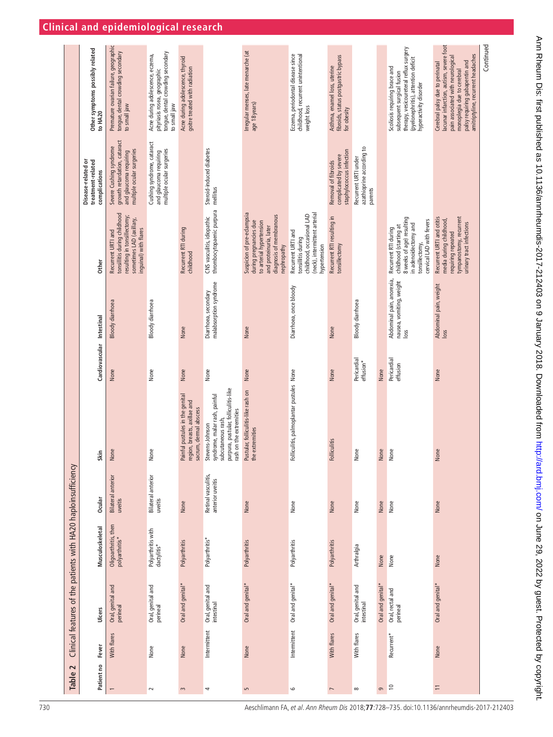## Clinical and epidemiological research

**Table 2** Clinical features of the patients with HA20 haploinsufficiency

| Patient no | Fever | Ulcers | Musculoskeletal | Ocular | Skin | Cardiovascular | Intestinal | Other | Disease-related or treatment-related complications | Other symptoms possibly related to HA20 |
|---|---|---|---|---|---|---|---|---|---|---|
| 1 | With flares | Oral, genital and perineal | Oligoarthritis, then polyarthritis* | Bilateral anterior uveitis | None | None | Bloody diarrhoea | Recurrent URTI and tonsillitis during childhood resulting in tonsillectomy; sometimes LAD (axillary, inguinal) with flares | Severe Cushing syndrome growth retardation, cataract and glaucoma requiring multiple ocular surgeries | Premature ovarian failure, geographic tongue, dental crowding secondary to small jaw |
| 2 | None | Oral, genital and perineal | Polyarthritis with dactylitis* | Bilateral anterior uveitis | None | None | Bloody diarrhoea | | Cushing syndrome, cataract and glaucoma requiring multiple ocular surgeries | Acne during adolescence, eczema, pityriasis rosea, geographic tongue, dental crowding secondary to small jaw |
| 3 | None | Oral and genital* | Polyarthritis | None | Painful pustules in the genital region, breasts, axillae and sacrum, dermal abscess | None | None | Recurrent RTI during childhood | | Acne during adolescence, thyroid goitre treated with radiation |
| 4 | Intermittent | Oral, genital and intestinal | Polyarthritis* | Retinal vasculitis, anterior uveitis | Stevens-Johnson syndrome, malar rash, painful subcutaneous rash, purpura, pustular, folliculitis-like rash on the extremities | None | Diarrhoea, secondary malabsorption syndrome | CNS vasculitis, idiopathic thrombocytopaenic purpura | Steroid-induced diabetes mellitus | |
| 5 | None | Oral and genital* | Polyarthritis | None | Pustular, folliculitis-like rash on the extremities | None | None | Suspicion of pre-eclampsia during pregnancies due to arterial hypertension and proteinuria, later diagnosis of membranous nephropathy | | Irregular menses, late menarche (at age 18years) |
| 6 | Intermittent | Oral and genital* | Polyarthritis | None | Folliculitis, palmoplantar pustules | None | Diarrhoea, once bloody | Recurrent URTI and tonsillitis during childhood, occasional LAD (neck), intermittent arterial hypertension | | Eczema, periodontal disease since childhood, recurrent unintentional weight loss |
| 7 | With flares | Oral and genital* | Polyarthritis | None | Folliculitis | None | None | Recurrent RTI resulting in tonsillectomy | Removal of fibroids complicated by severe staphylococcus infection | Asthma, enamel loss, uterine fibroids, status postgastric bypass for obesity |
| 8 | With flares | Oral, genital and intestinal | Arthralgia | None | None | Pericardial effusion* | Bloody diarrhoea | | Recurrent URTI under azathioprine according to parents | |
| 9 | | Oral and genital* | None | None | None | None | | | | |
| 10 | Recurrent* | Oral, rectal and perineal | None | None | None | Pericardial effusion | Abdominal pain, anorexia, nausea, vomiting, weight loss | Recurrent RTI during childhood (starting at 8 weeks of age) resulting in adenoidectomy and tonsillectomy, cervical LAD with fevers | | Scoliosis requiring brace and subsequent surgical fusion therapy, vesicoureteral reflux surgery (pyelonephritis), attention deficit hyperactivity disorder |
| 11 | None | Oral and genital* | None | None | None | None | Abdominal pain, weight loss | Recurrent URTI and otitis media during childhood, requiring repeated tympanostomy, recurrent urinary tract infections | | Cerebral palsy due to perinatal lacunar infarction, autism, severe foot pain associated with neurological monoplegia due to cerebral palsy requiring gabapentin and amitriptyline, recurrent headaches |

Continued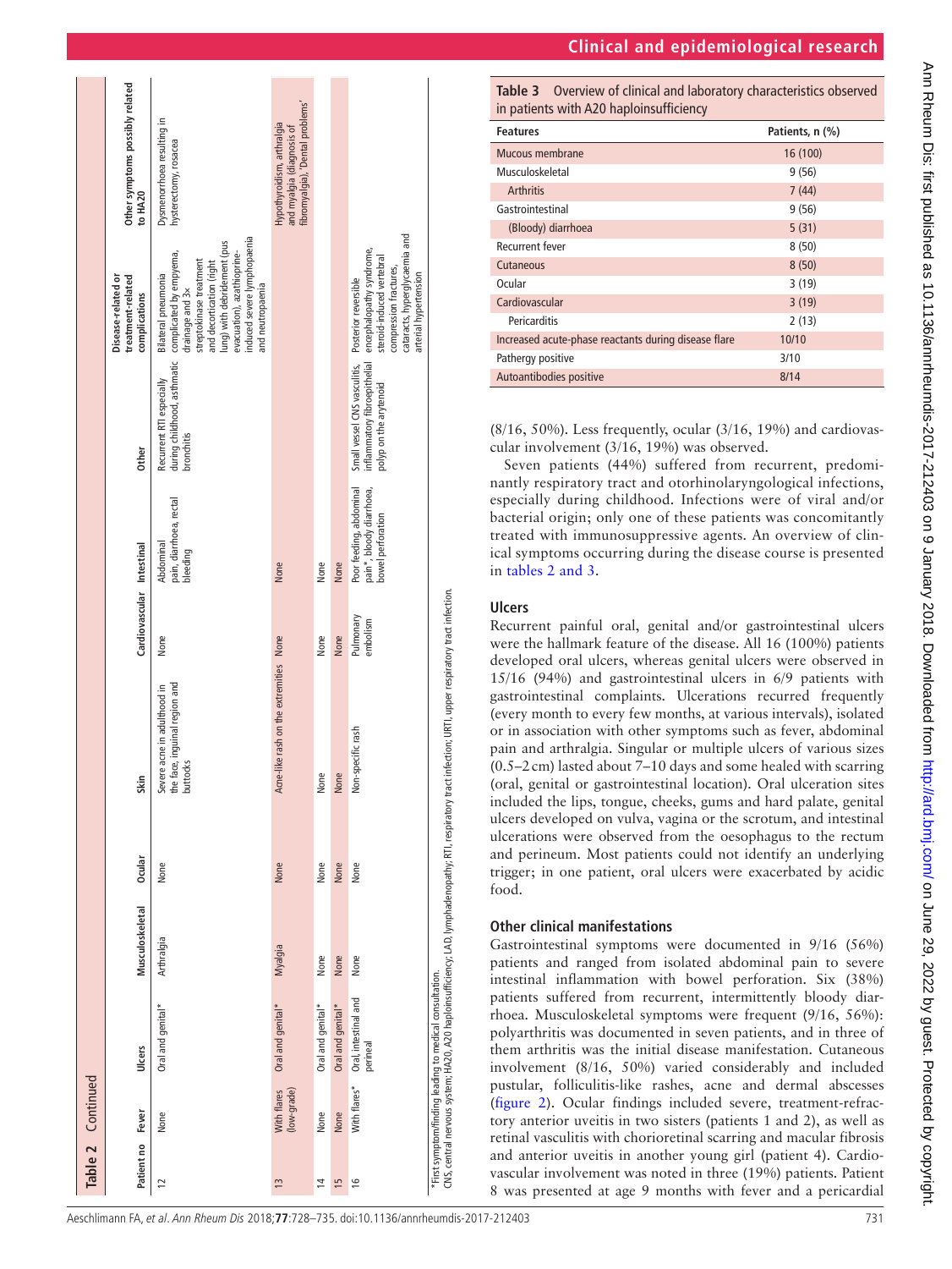**Table 2** Continued

| Patient no | Fever | Ulcers | Musculoskeletal | Ocular | Skin | Cardiovascular | Intestinal | Other | Disease-related or treatment-related complications | Other symptoms possibly related to HA20 |
|---|---|---|---|---|---|---|---|---|---|---|
| 12 | None | Oral and genital* | Arthralgia | None | Severe acne in adulthood in the face, inguinal region and buttocks | None | Abdominal pain, diarrhoea, rectal bleeding | Recurrent RTI especially during childhood, asthmatic bronchitis | Bilateral pneumonia complicated by empyema, drainage and 3x streptokinase treatment and decortication (right lung) with debridement (pus evacuation), azathioprine-induced severe lymphopaenia and neutropaenia | Dysmenorrhoea resulting in hysterectomy, rosacea |
| 13 | With flares (low-grade) | Oral and genital* | Myalgia | None | Acne-like rash on the extremities | None | None | | | Hypothyroidism, arthralgia and myalgia (diagnosis of fibromyalgia), 'Dental problems' |
| 14 | None | Oral and genital* | None | None | None | None | None | | | |
| 15 | None | Oral and genital* | None | None | None | None | None | | | |
| 16 | With flares* | Oral, intestinal and perineal | None | None | Non-specific rash | Pulmonary embolism | Poor feeding, abdominal pain*, bloody diarrhoea, bowel perforation | Small vessel CNS vasculitis, inflammatory fibroepithelial polyp on the arytenoid | Posterior reversible encephalopathy syndrome, steroid-induced vertebral compression fractures, cataracts, hyperglycaemia and arterial hypertension | |

*First symptom/finding leading to medical consultation.
CNS, central nervous system; HA20, A20 haploinsufficiency; LAD, lymphadenopathy; RTI, respiratory tract infection; URTI, upper respiratory tract infection.

**Table 3** Overview of clinical and laboratory characteristics observed in patients with A20 haploinsufficiency

| Features | Patients, n (%) |
|---|---|
| Mucous membrane | 16 (100) |
| Musculoskeletal | 9 (56) |
| Arthritis | 7 (44) |
| Gastrointestinal | 9 (56) |
| (Bloody) diarrhoea | 5 (31) |
| Recurrent fever | 8 (50) |
| Cutaneous | 8 (50) |
| Ocular | 3 (19) |
| Cardiovascular | 3 (19) |
| Pericarditis | 2 (13) |
| Increased acute-phase reactants during disease flare | 10/10 |
| Pathergy positive | 3/10 |
| Autoantibodies positive | 8/14 |

(8/16, 50%). Less frequently, ocular (3/16, 19%) and cardiovascular involvement (3/16, 19%) was observed.

Seven patients (44%) suffered from recurrent, predominantly respiratory tract and otorhinolaryngological infections, especially during childhood. Infections were of viral and/or bacterial origin; only one of these patients was concomitantly treated with immunosuppressive agents. An overview of clinical symptoms occurring during the disease course is presented in tables 2 and 3.

## Ulcers

Recurrent painful oral, genital and/or gastrointestinal ulcers were the hallmark feature of the disease. All 16 (100%) patients developed oral ulcers, whereas genital ulcers were observed in 15/16 (94%) and gastrointestinal ulcers in 6/9 patients with gastrointestinal complaints. Ulcerations recurred frequently (every month to every few months, at various intervals), isolated or in association with other symptoms such as fever, abdominal pain and arthralgia. Singular or multiple ulcers of various sizes (0.5–2 cm) lasted about 7–10 days and some healed with scarring (oral, genital or gastrointestinal location). Oral ulceration sites included the lips, tongue, cheeks, gums and hard palate, genital ulcers developed on vulva, vagina or the scrotum, and intestinal ulcerations were observed from the oesophagus to the rectum and perineum. Most patients could not identify an underlying trigger; in one patient, oral ulcers were exacerbated by acidic food.

## Other clinical manifestations

Gastrointestinal symptoms were documented in 9/16 (56%) patients and ranged from isolated abdominal pain to severe intestinal inflammation with bowel perforation. Six (38%) patients suffered from recurrent, intermittently bloody diarrhoea. Musculoskeletal symptoms were frequent (9/16, 56%): polyarthritis was documented in seven patients, and in three of them arthritis was the initial disease manifestation. Cutaneous involvement (8/16, 50%) varied considerably and included pustular, folliculitis-like rashes, acne and dermal abscesses (figure 2). Ocular findings included severe, treatment-refractory anterior uveitis in two sisters (patients 1 and 2), as well as retinal vasculitis with chorioretinal scarring and macular fibrosis and anterior uveitis in another young girl (patient 4). Cardiovascular involvement was noted in three (19%) patients. Patient 8 was presented at age 9 months with fever and a pericardial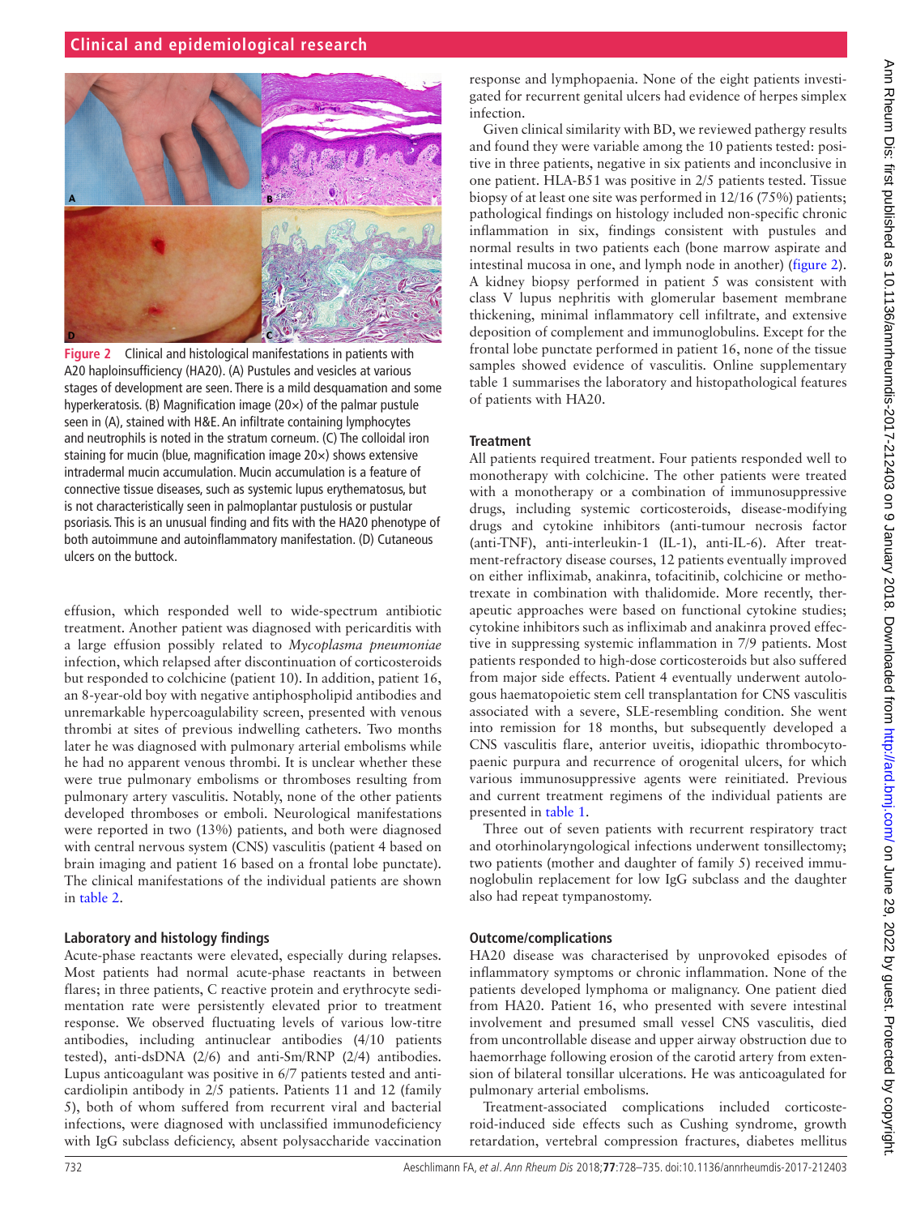Figure 2 Clinical and histological manifestations in patients with A20 haploinsufficiency (HA20). (A) Pustules and vesicles at various stages of development are seen. There is a mild desquamation and some hyperkeratosis. (B) Magnification image (20×) of the palmar pustule seen in (A), stained with H&E. An infiltrate containing lymphocytes and neutrophils is noted in the stratum corneum. (C) The colloidal iron staining for mucin (blue, magnification image 20×) shows extensive intradermal mucin accumulation. Mucin accumulation is a feature of connective tissue diseases, such as systemic lupus erythematosus, but is not characteristically seen in palmoplantar pustulosis or pustular psoriasis. This is an unusual finding and fits with the HA20 phenotype of both autoimmune and autoinflammatory manifestation. (D) Cutaneous ulcers on the buttock.

effusion, which responded well to wide-spectrum antibiotic treatment. Another patient was diagnosed with pericarditis with a large effusion possibly related to *Mycoplasma pneumoniae* infection, which relapsed after discontinuation of corticosteroids but responded to colchicine (patient 10). In addition, patient 16, an 8-year-old boy with negative antiphospholipid antibodies and unremarkable hypercoagulability screen, presented with venous thrombi at sites of previous indwelling catheters. Two months later he was diagnosed with pulmonary arterial embolisms while he had no apparent venous thrombi. It is unclear whether these were true pulmonary embolisms or thromboses resulting from pulmonary artery vasculitis. Notably, none of the other patients developed thromboses or emboli. Neurological manifestations were reported in two (13%) patients, and both were diagnosed with central nervous system (CNS) vasculitis (patient 4 based on brain imaging and patient 16 based on a frontal lobe punctate). The clinical manifestations of the individual patients are shown in table 2.

### Laboratory and histology findings

Acute-phase reactants were elevated, especially during relapses. Most patients had normal acute-phase reactants in between flares; in three patients, C reactive protein and erythrocyte sedimentation rate were persistently elevated prior to treatment response. We observed fluctuating levels of various low-titre antibodies, including antinuclear antibodies (4/10 patients tested), anti-dsDNA (2/6) and anti-Sm/RNP (2/4) antibodies. Lupus anticoagulant was positive in 6/7 patients tested and anticardiolipin antibody in 2/5 patients. Patients 11 and 12 (family 5), both of whom suffered from recurrent viral and bacterial infections, were diagnosed with unclassified immunodeficiency with IgG subclass deficiency, absent polysaccharide vaccination response and lymphopaenia. None of the eight patients investigated for recurrent genital ulcers had evidence of herpes simplex infection.

Given clinical similarity with BD, we reviewed pathergy results and found they were variable among the 10 patients tested: positive in three patients, negative in six patients and inconclusive in one patient. HLA-B51 was positive in 2/5 patients tested. Tissue biopsy of at least one site was performed in 12/16 (75%) patients; pathological findings on histology included non-specific chronic inflammation in six, findings consistent with pustules and normal results in two patients each (bone marrow aspirate and intestinal mucosa in one, and lymph node in another) (figure 2). A kidney biopsy performed in patient 5 was consistent with class V lupus nephritis with glomerular basement membrane thickening, minimal inflammatory cell infiltrate, and extensive deposition of complement and immunoglobulins. Except for the frontal lobe punctate performed in patient 16, none of the tissue samples showed evidence of vasculitis. Online supplementary table 1 summarises the laboratory and histopathological features of patients with HA20.

### Treatment

All patients required treatment. Four patients responded well to monotherapy with colchicine. The other patients were treated with a monotherapy or a combination of immunosuppressive drugs, including systemic corticosteroids, disease-modifying drugs and cytokine inhibitors (anti-tumour necrosis factor (anti-TNF), anti-interleukin-1 (IL-1), anti-IL-6). After treatment-refractory disease courses, 12 patients eventually improved on either infliximab, anakinra, tofacitinib, colchicine or methotrexate in combination with thalidomide. More recently, therapeutic approaches were based on functional cytokine studies; cytokine inhibitors such as infliximab and anakinra proved effective in suppressing systemic inflammation in 7/9 patients. Most patients responded to high-dose corticosteroids but also suffered from major side effects. Patient 4 eventually underwent autologous haematopoietic stem cell transplantation for CNS vasculitis associated with a severe, SLE-resembling condition. She went into remission for 18 months, but subsequently developed a CNS vasculitis flare, anterior uveitis, idiopathic thrombocytopaenic purpura and recurrence of orogenital ulcers, for which various immunosuppressive agents were reinitiated. Previous and current treatment regimens of the individual patients are presented in table 1.

Three out of seven patients with recurrent respiratory tract and otorhinolaryngological infections underwent tonsillectomy; two patients (mother and daughter of family 5) received immunoglobulin replacement for low IgG subclass and the daughter also had repeat tympanostomy.

### Outcome/complications

HA20 disease was characterised by unprovoked episodes of inflammatory symptoms or chronic inflammation. None of the patients developed lymphoma or malignancy. One patient died from HA20. Patient 16, who presented with severe intestinal involvement and presumed small vessel CNS vasculitis, died from uncontrollable disease and upper airway obstruction due to haemorrhage following erosion of the carotid artery from extension of bilateral tonsillar ulcerations. He was anticoagulated for pulmonary arterial embolisms.

Treatment-associated complications included corticosteroid-induced side effects such as Cushing syndrome, growth retardation, vertebral compression fractures, diabetes mellitus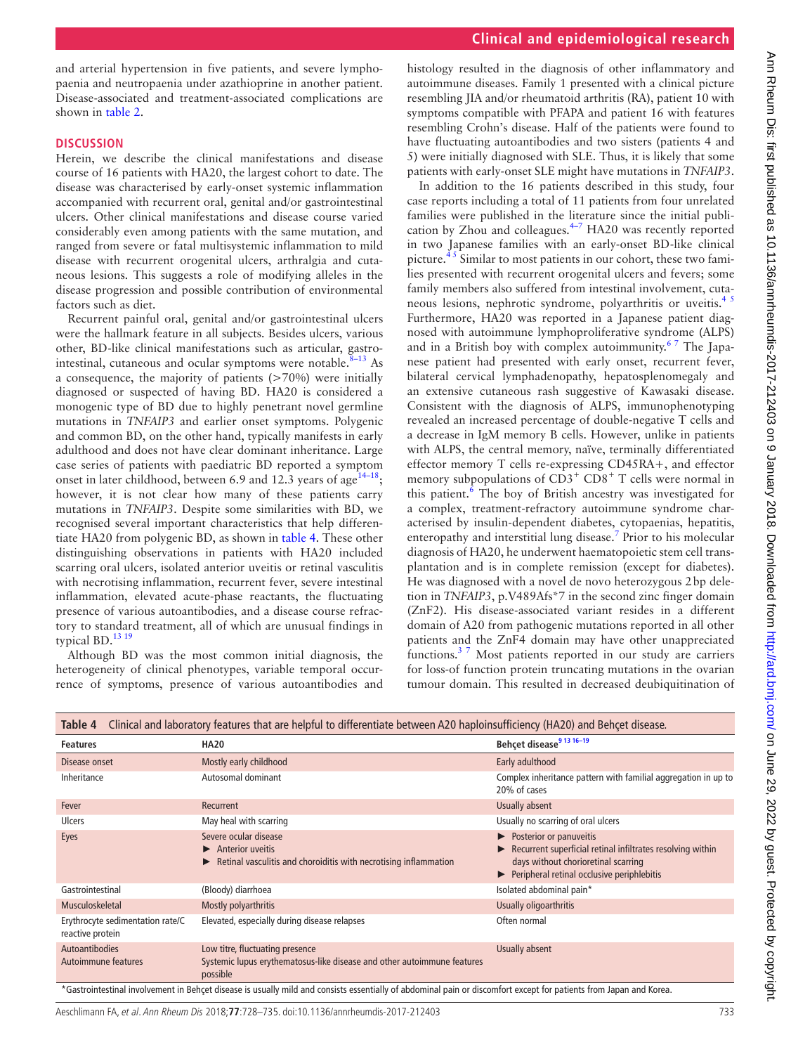and arterial hypertension in five patients, and severe lymphopaenia and neutropaenia under azathioprine in another patient. Disease-associated and treatment-associated complications are shown in table 2.

## DISCUSSION

Herein, we describe the clinical manifestations and disease course of 16 patients with HA20, the largest cohort to date. The disease was characterised by early-onset systemic inflammation accompanied with recurrent oral, genital and/or gastrointestinal ulcers. Other clinical manifestations and disease course varied considerably even among patients with the same mutation, and ranged from severe or fatal multisystemic inflammation to mild disease with recurrent orogenital ulcers, arthralgia and cutaneous lesions. This suggests a role of modifying alleles in the disease progression and possible contribution of environmental factors such as diet.

Recurrent painful oral, genital and/or gastrointestinal ulcers were the hallmark feature in all subjects. Besides ulcers, various other, BD-like clinical manifestations such as articular, gastrointestinal, cutaneous and ocular symptoms were notable.[8–13] As a consequence, the majority of patients (>70%) were initially diagnosed or suspected of having BD. HA20 is considered a monogenic type of BD due to highly penetrant novel germline mutations in *TNFAIP3* and earlier onset symptoms. Polygenic and common BD, on the other hand, typically manifests in early adulthood and does not have clear dominant inheritance. Large case series of patients with paediatric BD reported a symptom onset in later childhood, between 6.9 and 12.3 years of age[14–18]; however, it is not clear how many of these patients carry mutations in *TNFAIP3*. Despite some similarities with BD, we recognised several important characteristics that help differentiate HA20 from polygenic BD, as shown in table 4. These other distinguishing observations in patients with HA20 included scarring oral ulcers, isolated anterior uveitis or retinal vasculitis with necrotising inflammation, recurrent fever, severe intestinal inflammation, elevated acute-phase reactants, the fluctuating presence of various autoantibodies, and a disease course refractory to standard treatment, all of which are unusual findings in typical BD.[13 19]

Although BD was the most common initial diagnosis, the heterogeneity of clinical phenotypes, variable temporal occurrence of symptoms, presence of various autoantibodies and histology resulted in the diagnosis of other inflammatory and autoimmune diseases. Family 1 presented with a clinical picture resembling JIA and/or rheumatoid arthritis (RA), patient 10 with symptoms compatible with PFAPA and patient 16 with features resembling Crohn's disease. Half of the patients were found to have fluctuating autoantibodies and two sisters (patients 4 and 5) were initially diagnosed with SLE. Thus, it is likely that some patients with early-onset SLE might have mutations in *TNFAIP3*.

In addition to the 16 patients described in this study, four case reports including a total of 11 patients from four unrelated families were published in the literature since the initial publication by Zhou and colleagues.[4–7] HA20 was recently reported in two Japanese families with an early-onset BD-like clinical picture.[4 5] Similar to most patients in our cohort, these two families presented with recurrent orogenital ulcers and fevers; some family members also suffered from intestinal involvement, cutaneous lesions, nephrotic syndrome, polyarthritis or uveitis.[4 5] Furthermore, HA20 was reported in a Japanese patient diagnosed with autoimmune lymphoproliferative syndrome (ALPS) and in a British boy with complex autoimmunity.[6 7] The Japanese patient had presented with early onset, recurrent fever, bilateral cervical lymphadenopathy, hepatosplenomegaly and an extensive cutaneous rash suggestive of Kawasaki disease. Consistent with the diagnosis of ALPS, immunophenotyping revealed an increased percentage of double-negative T cells and a decrease in IgM memory B cells. However, unlike in patients with ALPS, the central memory, naïve, terminally differentiated effector memory T cells re-expressing CD45RA+, and effector memory subpopulations of $CD3^+$ $CD8^+$ T cells were normal in this patient.[6] The boy of British ancestry was investigated for a complex, treatment-refractory autoimmune syndrome characterised by insulin-dependent diabetes, cytopaenias, hepatitis, enteropathy and interstitial lung disease.[7] Prior to his molecular diagnosis of HA20, he underwent haematopoietic stem cell transplantation and is in complete remission (except for diabetes). He was diagnosed with a novel de novo heterozygous 2bp deletion in *TNFAIP3*, p.V489Afs*7 in the second zinc finger domain (ZnF2). His disease-associated variant resides in a different domain of A20 from pathogenic mutations reported in all other patients and the ZnF4 domain may have other unappreciated functions.[3 7] Most patients reported in our study are carriers for loss-of function protein truncating mutations in the ovarian tumour domain. This resulted in decreased deubiquitination of

**Table 4** Clinical and laboratory features that are helpful to differentiate between A20 haploinsufficiency (HA20) and Behçet disease.

| Features | HA20 | Behçet disease[9 13 16–19] |
|---|---|---|
| Disease onset | Mostly early childhood | Early adulthood |
| Inheritance | Autosomal dominant | Complex inheritance pattern with familial aggregation in up to 20% of cases |
| Fever | Recurrent | Usually absent |
| Ulcers | May heal with scarring | Usually no scarring of oral ulcers |
| Eyes | Severe ocular disease<br>► Anterior uveitis<br>► Retinal vasculitis and choroiditis with necrotising inflammation | ► Posterior or panuveitis<br>► Recurrent superficial retinal infiltrates resolving within days without chorioretinal scarring<br>► Peripheral retinal occlusive periphlebitis |
| Gastrointestinal | (Bloody) diarrhoea | Isolated abdominal pain* |
| Musculoskeletal | Mostly polyarthritis | Usually oligoarthritis |
| Erythrocyte sedimentation rate/C reactive protein | Elevated, especially during disease relapses | Often normal |
| Autoantibodies<br>Autoimmune features | Low titre, fluctuating presence<br>Systemic lupus erythematosus-like disease and other autoimmune features possible | Usually absent |

*Gastrointestinal involvement in Behçet disease is usually mild and consists essentially of abdominal pain or discomfort except for patients from Japan and Korea.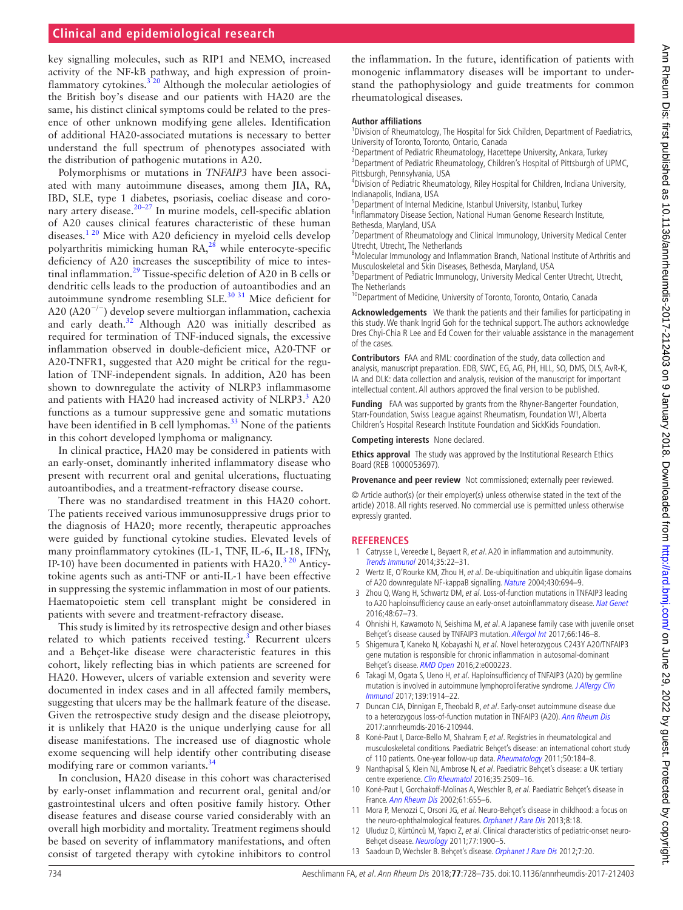key signalling molecules, such as RIP1 and NEMO, increased activity of the NF-kB pathway, and high expression of proinflammatory cytokines.[3,20] Although the molecular aetiologies of the British boy's disease and our patients with HA20 are the same, his distinct clinical symptoms could be related to the presence of other unknown modifying gene alleles. Identification of additional HA20-associated mutations is necessary to better understand the full spectrum of phenotypes associated with the distribution of pathogenic mutations in A20.

Polymorphisms or mutations in *TNFAIP3* have been associated with many autoimmune diseases, among them JIA, RA, IBD, SLE, type 1 diabetes, psoriasis, coeliac disease and coronary artery disease.[20–27] In murine models, cell-specific ablation of A20 causes clinical features characteristic of these human diseases.[1,20] Mice with A20 deficiency in myeloid cells develop polyarthritis mimicking human RA,[28] while enterocyte-specific deficiency of A20 increases the susceptibility of mice to intestinal inflammation.[29] Tissue-specific deletion of A20 in B cells or dendritic cells leads to the production of autoantibodies and an autoimmune syndrome resembling SLE.[30,31] Mice deficient for A20 ($A20^{-/-}$) develop severe multiorgan inflammation, cachexia and early death.[32] Although A20 was initially described as required for termination of TNF-induced signals, the excessive inflammation observed in double-deficient mice, A20-TNF or A20-TNFR1, suggested that A20 might be critical for the regulation of TNF-independent signals. In addition, A20 has been shown to downregulate the activity of NLRP3 inflammasome and patients with HA20 had increased activity of NLRP3.[3] A20 functions as a tumour suppressive gene and somatic mutations have been identified in B cell lymphomas.[33] None of the patients in this cohort developed lymphoma or malignancy.

In clinical practice, HA20 may be considered in patients with an early-onset, dominantly inherited inflammatory disease who present with recurrent oral and genital ulcerations, fluctuating autoantibodies, and a treatment-refractory disease course.

There was no standardised treatment in this HA20 cohort. The patients received various immunosuppressive drugs prior to the diagnosis of HA20; more recently, therapeutic approaches were guided by functional cytokine studies. Elevated levels of many proinflammatory cytokines (IL-1, TNF, IL-6, IL-18, IFNγ, IP-10) have been documented in patients with HA20.[3,20] Anticytokine agents such as anti-TNF or anti-IL-1 have been effective in suppressing the systemic inflammation in most of our patients. Haematopoietic stem cell transplant might be considered in patients with severe and treatment-refractory disease.

This study is limited by its retrospective design and other biases related to which patients received testing.[3] Recurrent ulcers and a Behçet-like disease were characteristic features in this cohort, likely reflecting bias in which patients are screened for HA20. However, ulcers of variable extension and severity were documented in index cases and in all affected family members, suggesting that ulcers may be the hallmark feature of the disease. Given the retrospective study design and the disease pleiotropy, it is unlikely that HA20 is the unique underlying cause for all disease manifestations. The increased use of diagnostic whole exome sequencing will help identify other contributing disease modifying rare or common variants.[34]

In conclusion, HA20 disease in this cohort was characterised by early-onset inflammation and recurrent oral, genital and/or gastrointestinal ulcers and often positive family history. Other disease features and disease course varied considerably with an overall high morbidity and mortality. Treatment regimens should be based on severity of inflammatory manifestations, and often consist of targeted therapy with cytokine inhibitors to control the inflammation. In the future, identification of patients with monogenic inflammatory diseases will be important to understand the pathophysiology and guide treatments for common rheumatological diseases.

**Author affiliations**

[1]Division of Rheumatology, The Hospital for Sick Children, Department of Paediatrics, University of Toronto, Toronto, Ontario, Canada
[2]Department of Pediatric Rheumatology, Hacettepe University, Ankara, Turkey
[3]Department of Pediatric Rheumatology, Children's Hospital of Pittsburgh of UPMC, Pittsburgh, Pennsylvania, USA
[4]Division of Pediatric Rheumatology, Riley Hospital for Children, Indiana University, Indianapolis, Indiana, USA
[5]Department of Internal Medicine, Istanbul University, Istanbul, Turkey
[6]Inflammatory Disease Section, National Human Genome Research Institute, Bethesda, Maryland, USA
[7]Department of Rheumatology and Clinical Immunology, University Medical Center Utrecht, Utrecht, The Netherlands
[8]Molecular Immunology and Inflammation Branch, National Institute of Arthritis and Musculoskeletal and Skin Diseases, Bethesda, Maryland, USA
[9]Department of Pediatric Immunology, University Medical Center Utrecht, Utrecht, The Netherlands
[10]Department of Medicine, University of Toronto, Toronto, Ontario, Canada

**Acknowledgements** We thank the patients and their families for participating in this study. We thank Ingrid Goh for the technical support. The authors acknowledge Dres Chyi-Chia R Lee and Ed Cowen for their valuable assistance in the management of the cases.

**Contributors** FAA and RML: coordination of the study, data collection and analysis, manuscript preparation. EDB, SWC, EG, AG, PH, HLL, SO, DMS, DLS, AvR-K, IA and DLK: data collection and analysis, revision of the manuscript for important intellectual content. All authors approved the final version to be published.

**Funding** FAA was supported by grants from the Rhyner-Bangerter Foundation, Starr-Foundation, Swiss League against Rheumatism, Foundation W!, Alberta Children's Hospital Research Institute Foundation and SickKids Foundation.

**Competing interests** None declared.

**Ethics approval** The study was approved by the Institutional Research Ethics Board (REB 1000053697).

**Provenance and peer review** Not commissioned; externally peer reviewed.

© Article author(s) (or their employer(s) unless otherwise stated in the text of the article) 2018. All rights reserved. No commercial use is permitted unless otherwise expressly granted.

## REFERENCES

1. Catrysse L, Vereecke L, Beyaert R, *et al*. A20 in inflammation and autoimmunity. *Trends Immunol* 2014;35:22–31.
2. Wertz IE, O'Rourke KM, Zhou H, *et al*. De-ubiquitination and ubiquitin ligase domains of A20 downregulate NF-kappaB signalling. *Nature* 2004;430:694–9.
3. Zhou Q, Wang H, Schwartz DM, *et al*. Loss-of-function mutations in TNFAIP3 leading to A20 haploinsufficiency cause an early-onset autoinflammatory disease. *Nat Genet* 2016;48:67–73.
4. Ohnishi H, Kawamoto N, Seishima M, *et al*. A Japanese family case with juvenile onset Behçet's disease caused by TNFAIP3 mutation. *Allergol Int* 2017;66:146–8.
5. Shigemura T, Kaneko N, Kobayashi N, *et al*. Novel heterozygous C243Y A20/TNFAIP3 gene mutation is responsible for chronic inflammation in autosomal-dominant Behçet's disease. *RMD Open* 2016;2:e000223.
6. Takagi M, Ogata S, Ueno H, *et al*. Haploinsufficiency of TNFAIP3 (A20) by germline mutation is involved in autoimmune lymphoproliferative syndrome. *J Allergy Clin Immunol* 2017;139:1914–22.
7. Duncan CJA, Dinnigan E, Theobald R, *et al*. Early-onset autoimmune disease due to a heterozygous loss-of-function mutation in TNFAIP3 (A20). *Ann Rheum Dis* 2017:annrheumdis-2016-210944.
8. Koné-Paut I, Darce-Bello M, Shahram F, *et al*. Registries in rheumatological and musculoskeletal conditions. Paediatric Behçet's disease: an international cohort study of 110 patients. One-year follow-up data. *Rheumatology* 2011;50:184–8.
9. Nanthapisal S, Klein NJ, Ambrose N, *et al*. Paediatric Behçet's disease: a UK tertiary centre experience. *Clin Rheumatol* 2016;35:2509–16.
10. Koné-Paut I, Gorchakoff-Molinas A, Weschler B, *et al*. Paediatric Behçet's disease in France. *Ann Rheum Dis* 2002;61:655–6.
11. Mora P, Menozzi C, Orsoni JG, *et al*. Neuro-Behçet's disease in childhood: a focus on the neuro-ophthalmological features. *Orphanet J Rare Dis* 2013;8:18.
12. Uluduz D, Kürtüncü M, Yapıcı Z, *et al*. Clinical characteristics of pediatric-onset neuro-Behçet disease. *Neurology* 2011;77:1900–5.
13. Saadoun D, Wechsler B. Behçet's disease. *Orphanet J Rare Dis* 2012;7:20.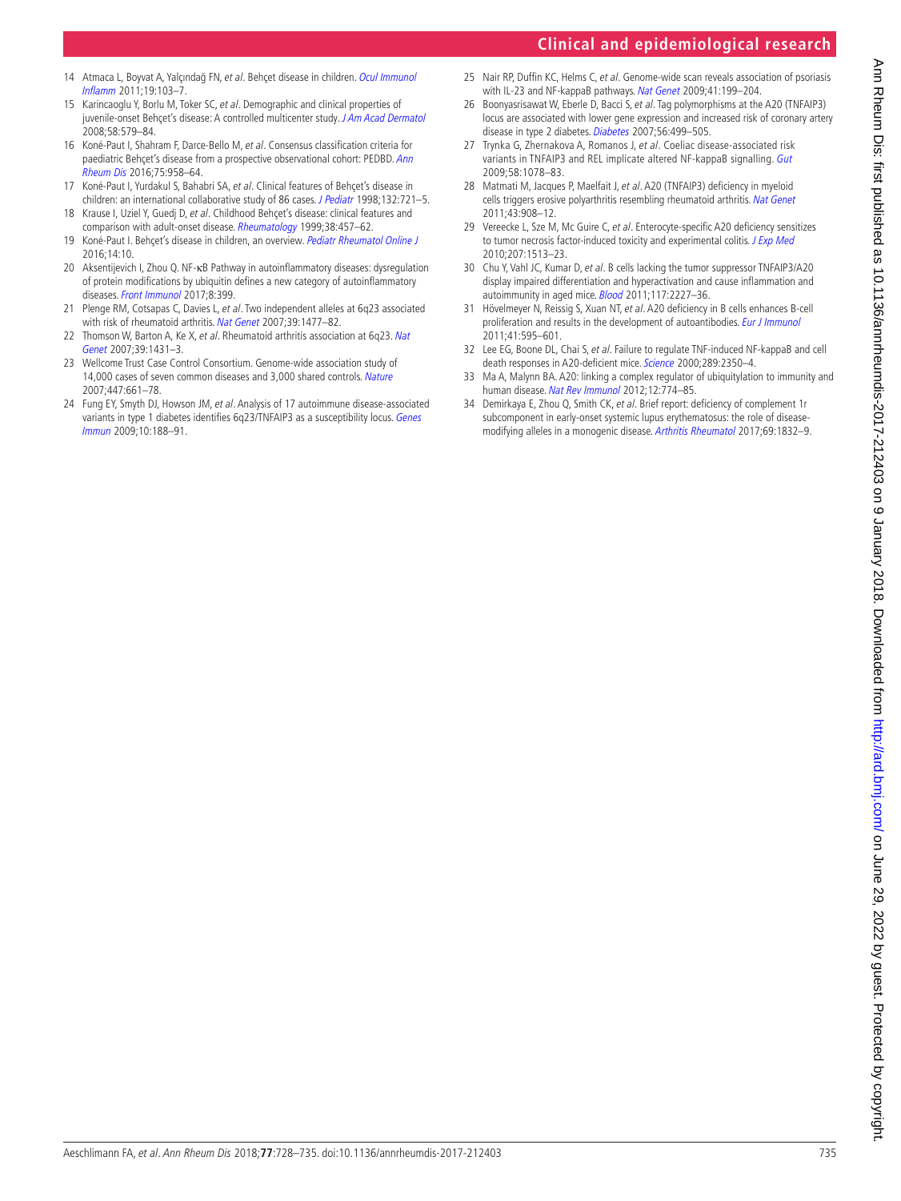14 Atmaca L, Boyvat A, Yalçındağ FN, *et al*. Behçet disease in children. *Ocul Immunol Inflamm* 2011;19:103–7.

15 Karincaoglu Y, Borlu M, Toker SC, *et al*. Demographic and clinical properties of juvenile-onset Behçet's disease: A controlled multicenter study. *J Am Acad Dermatol* 2008;58:579–84.

16 Koné-Paut I, Shahram F, Darce-Bello M, *et al*. Consensus classification criteria for paediatric Behçet's disease from a prospective observational cohort: PEDBD. *Ann Rheum Dis* 2016;75:958–64.

17 Koné-Paut I, Yurdakul S, Bahabri SA, *et al*. Clinical features of Behçet's disease in children: an international collaborative study of 86 cases. *J Pediatr* 1998;132:721–5.

18 Krause I, Uziel Y, Guedj D, *et al*. Childhood Behçet's disease: clinical features and comparison with adult-onset disease. *Rheumatology* 1999;38:457–62.

19 Koné-Paut I. Behçet's disease in children, an overview. *Pediatr Rheumatol Online J* 2016;14:10.

20 Aksentijevich I, Zhou Q. NF-κB Pathway in autoinflammatory diseases: dysregulation of protein modifications by ubiquitin defines a new category of autoinflammatory diseases. *Front Immunol* 2017;8:399.

21 Plenge RM, Cotsapas C, Davies L, *et al*. Two independent alleles at 6q23 associated with risk of rheumatoid arthritis. *Nat Genet* 2007;39:1477–82.

22 Thomson W, Barton A, Ke X, *et al*. Rheumatoid arthritis association at 6q23. *Nat Genet* 2007;39:1431–3.

23 Wellcome Trust Case Control Consortium. Genome-wide association study of 14,000 cases of seven common diseases and 3,000 shared controls. *Nature* 2007;447:661–78.

24 Fung EY, Smyth DJ, Howson JM, *et al*. Analysis of 17 autoimmune disease-associated variants in type 1 diabetes identifies 6q23/TNFAIP3 as a susceptibility locus. *Genes Immun* 2009;10:188–91.

25 Nair RP, Duffin KC, Helms C, *et al*. Genome-wide scan reveals association of psoriasis with IL-23 and NF-kappaB pathways. *Nat Genet* 2009;41:199–204.

26 Boonyasrisawat W, Eberle D, Bacci S, *et al*. Tag polymorphisms at the A20 (TNFAIP3) locus are associated with lower gene expression and increased risk of coronary artery disease in type 2 diabetes. *Diabetes* 2007;56:499–505.

27 Trynka G, Zhernakova A, Romanos J, *et al*. Coeliac disease-associated risk variants in TNFAIP3 and REL implicate altered NF-kappaB signalling. *Gut* 2009;58:1078–83.

28 Matmati M, Jacques P, Maelfait J, *et al*. A20 (TNFAIP3) deficiency in myeloid cells triggers erosive polyarthritis resembling rheumatoid arthritis. *Nat Genet* 2011;43:908–12.

29 Vereecke L, Sze M, Mc Guire C, *et al*. Enterocyte-specific A20 deficiency sensitizes to tumor necrosis factor-induced toxicity and experimental colitis. *J Exp Med* 2010;207:1513–23.

30 Chu Y, Vahl JC, Kumar D, *et al*. B cells lacking the tumor suppressor TNFAIP3/A20 display impaired differentiation and hyperactivation and cause inflammation and autoimmunity in aged mice. *Blood* 2011;117:2227–36.

31 Hövelmeyer N, Reissig S, Xuan NT, *et al*. A20 deficiency in B cells enhances B-cell proliferation and results in the development of autoantibodies. *Eur J Immunol* 2011;41:595–601.

32 Lee EG, Boone DL, Chai S, *et al*. Failure to regulate TNF-induced NF-kappaB and cell death responses in A20-deficient mice. *Science* 2000;289:2350–4.

33 Ma A, Malynn BA. A20: linking a complex regulator of ubiquitylation to immunity and human disease. *Nat Rev Immunol* 2012;12:774–85.

34 Demirkaya E, Zhou Q, Smith CK, *et al*. Brief report: deficiency of complement 1r subcomponent in early-onset systemic lupus erythematosus: the role of disease-modifying alleles in a monogenic disease. *Arthritis Rheumatol* 2017;69:1832–9.